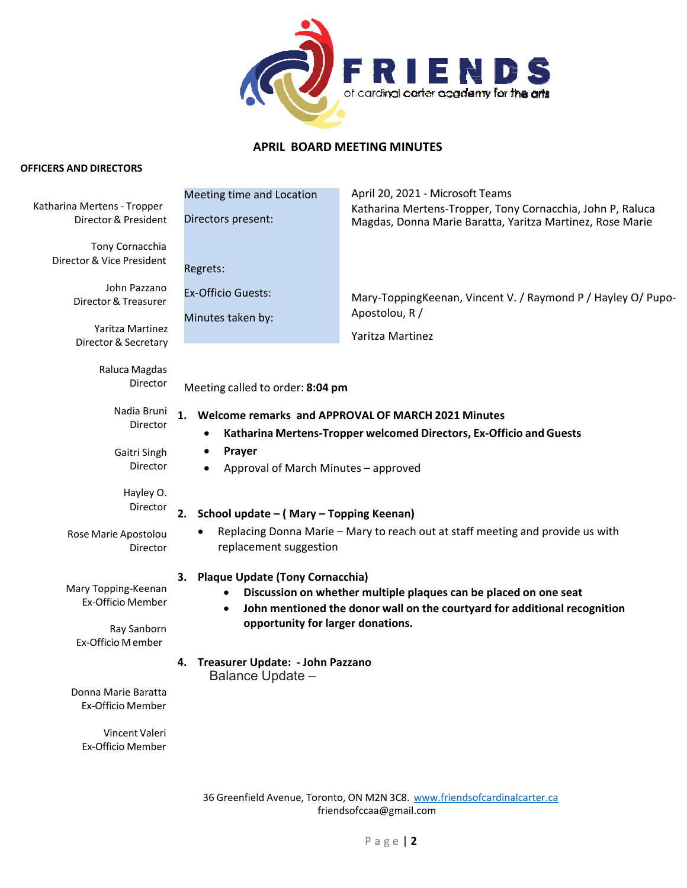**FRIENDS**
of cardinal carter academy for the arts

## APRIL BOARD MEETING MINUTES

**OFFICERS AND DIRECTORS**

Katharina Mertens - Tropper
Director & President

Tony Cornacchia
Director & Vice President

John Pazzano
Director & Treasurer

Yaritza Martinez
Director & Secretary

Raluca Magdas
Director

Nadia Bruni
Director

Gaitri Singh
Director

Hayley O.
Director

Rose Marie Apostolou
Director

Mary Topping-Keenan
Ex-Officio Member

Ray Sanborn
Ex-Officio Member

Donna Marie Baratta
Ex-Officio Member

Vincent Valeri
Ex-Officio Member

| | |
|---|---|
| Meeting time and Location | April 20, 2021 - Microsoft Teams |
| Directors present: | Katharina Mertens-Tropper, Tony Cornacchia, John P, Raluca Magdas, Donna Marie Baratta, Yaritza Martinez, Rose Marie |
| Regrets: | |
| Ex-Officio Guests: | Mary-ToppingKeenan, Vincent V. / Raymond P / Hayley O/ Pupo-Apostolou, R / |
| Minutes taken by: | Yaritza Martinez |

Meeting called to order: **8:04 pm**

1. **Welcome remarks and APPROVAL OF MARCH 2021 Minutes**
   - **Katharina Mertens-Tropper welcomed Directors, Ex-Officio and Guests**
   - **Prayer**
   - Approval of March Minutes – approved

2. **School update – ( Mary – Topping Keenan)**
   - Replacing Donna Marie – Mary to reach out at staff meeting and provide us with replacement suggestion

3. **Plaque Update (Tony Cornacchia)**
   - **Discussion on whether multiple plaques can be placed on one seat**
   - **John mentioned the donor wall on the courtyard for additional recognition opportunity for larger donations.**

4. **Treasurer Update: - John Pazzano**
   Balance Update –

36 Greenfield Avenue, Toronto, ON M2N 3C8. www.friendsofcardinalcarter.ca
friendsofccaa@gmail.com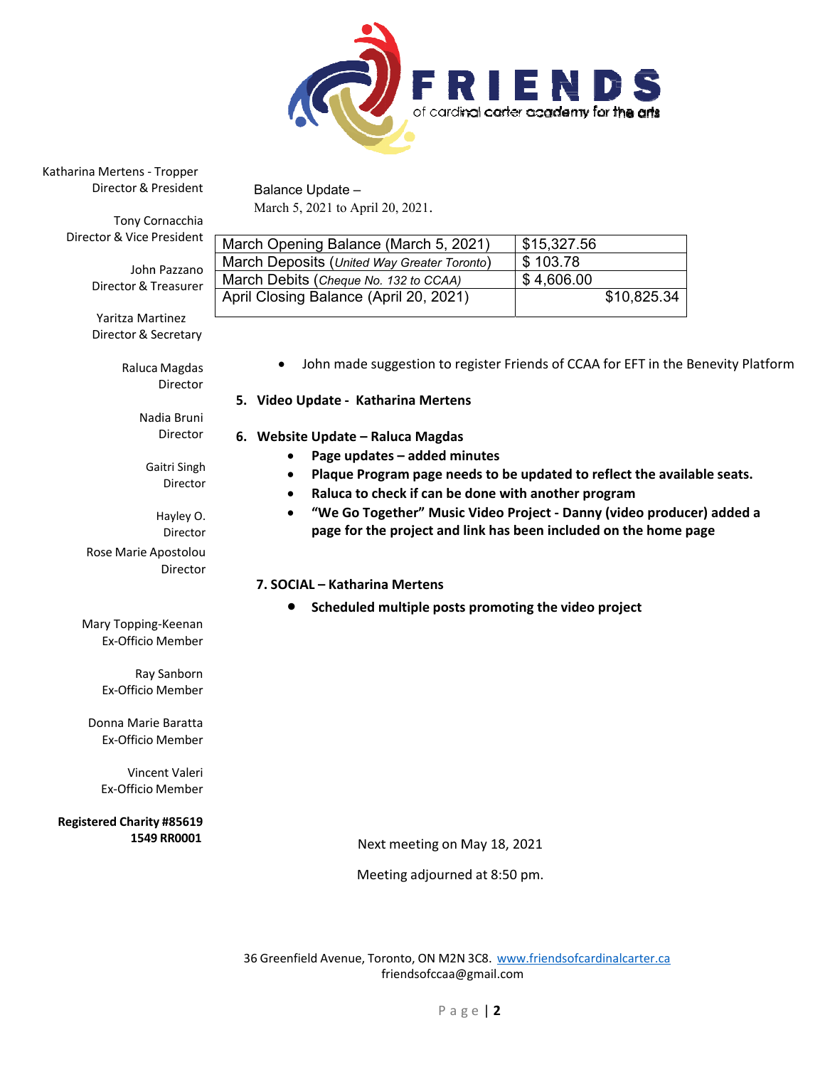Katharina Mertens - Tropper
Director & President

Tony Cornacchia
Director & Vice President

John Pazzano
Director & Treasurer

Yaritza Martinez
Director & Secretary

Raluca Magdas
Director

Nadia Bruni
Director

Gaitri Singh
Director

Hayley O.
Director

Rose Marie Apostolou
Director

Mary Topping-Keenan
Ex-Officio Member

Ray Sanborn
Ex-Officio Member

Donna Marie Baratta
Ex-Officio Member

Vincent Valeri
Ex-Officio Member

**Registered Charity #85619 1549 RR0001**

Balance Update –
March 5, 2021 to April 20, 2021.

| | |
|---|---|
| March Opening Balance (March 5, 2021) | $15,327.56 |
| March Deposits (*United Way Greater Toronto*) | $ 103.78 |
| March Debits (*Cheque No. 132 to CCAA*) | $ 4,606.00 |
| April Closing Balance (April 20, 2021) | $10,825.34 |

- John made suggestion to register Friends of CCAA for EFT in the Benevity Platform

**5. Video Update - Katharina Mertens**

**6. Website Update – Raluca Magdas**

- **Page updates – added minutes**
- **Plaque Program page needs to be updated to reflect the available seats.**
- **Raluca to check if can be done with another program**
- **"We Go Together" Music Video Project - Danny (video producer) added a page for the project and link has been included on the home page**

**7. SOCIAL – Katharina Mertens**

- **Scheduled multiple posts promoting the video project**

Next meeting on May 18, 2021

Meeting adjourned at 8:50 pm.

36 Greenfield Avenue, Toronto, ON M2N 3C8. www.friendsofcardinalcarter.ca
friendsofccaa@gmail.com